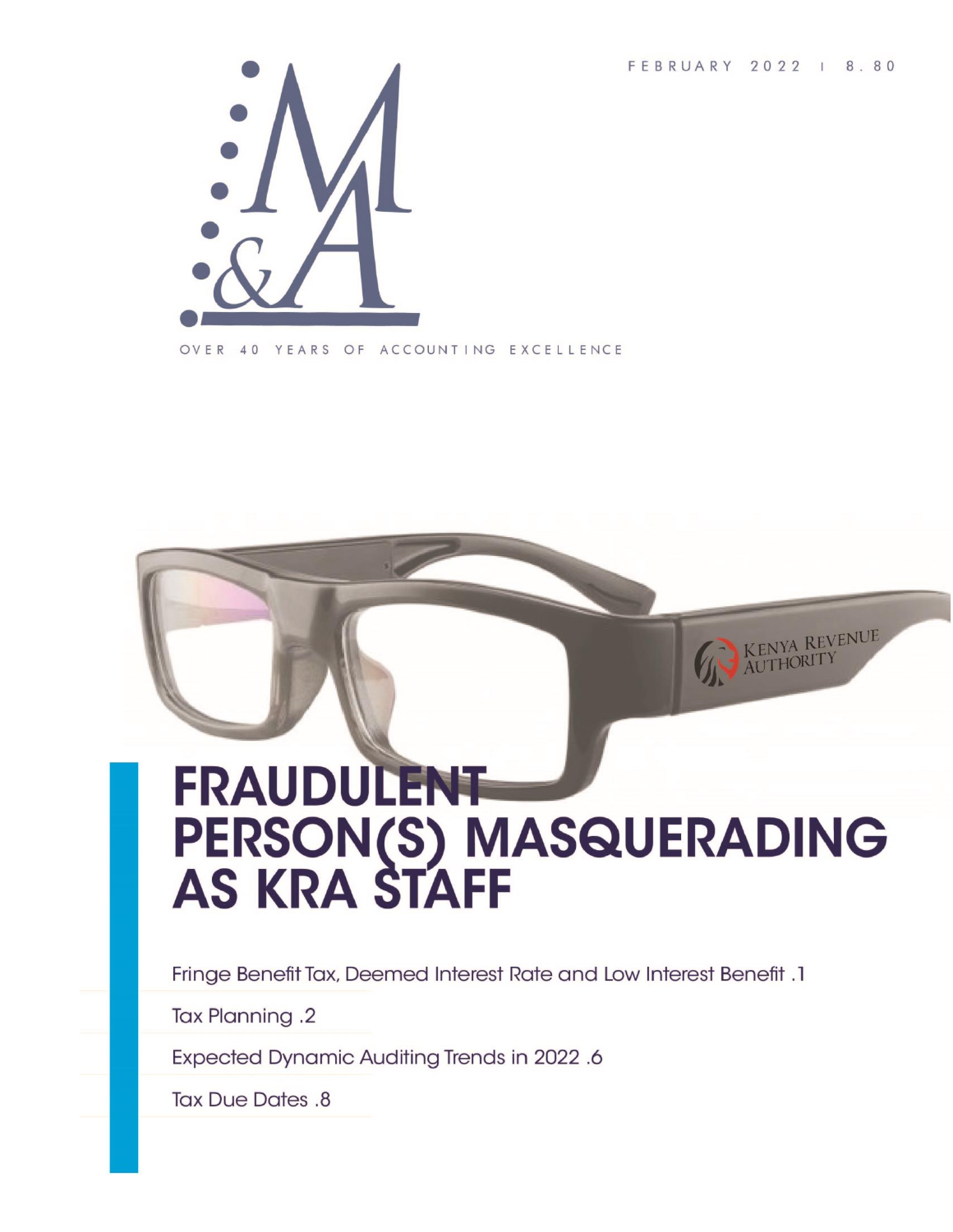FEBRUARY 2022 | 8.80

M&A

OVER 40 YEARS OF ACCOUNTING EXCELLENCE

# FRAUDULENT PERSON(S) MASQUERADING AS KRA STAFF

Fringe Benefit Tax, Deemed Interest Rate and Low Interest Benefit .1

Tax Planning .2

Expected Dynamic Auditing Trends in 2022 .6

Tax Due Dates .8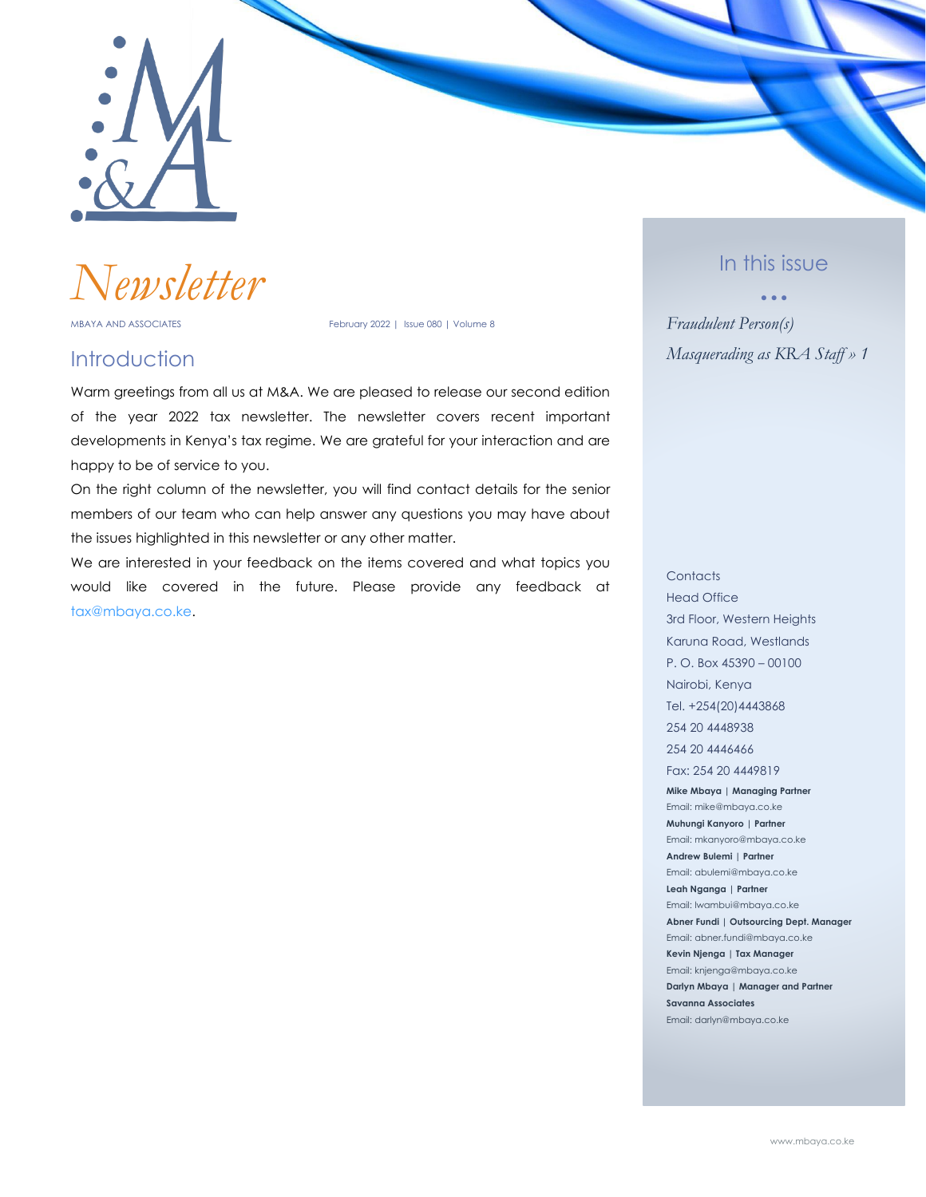# Newsletter

MBAYA AND ASSOCIATES

February 2022 | Issue 080 | Volume 8

## Introduction

Warm greetings from all us at M&A. We are pleased to release our second edition of the year 2022 tax newsletter. The newsletter covers recent important developments in Kenya's tax regime. We are grateful for your interaction and are happy to be of service to you.

On the right column of the newsletter, you will find contact details for the senior members of our team who can help answer any questions you may have about the issues highlighted in this newsletter or any other matter.

We are interested in your feedback on the items covered and what topics you would like covered in the future. Please provide any feedback at tax@mbaya.co.ke.

## In this issue

*Fraudulent Person(s) Masquerading as KRA Staff » 1*

Contacts

Head Office

3rd Floor, Western Heights

Karuna Road, Westlands

P. O. Box 45390 – 00100

Nairobi, Kenya

Tel. +254(20)4443868

254 20 4448938

254 20 4446466

Fax: 254 20 4449819

**Mike Mbaya | Managing Partner**

Email: mike@mbaya.co.ke

**Muhungi Kanyoro | Partner**

Email: mkanyoro@mbaya.co.ke

**Andrew Bulemi | Partner**

Email: abulemi@mbaya.co.ke

**Leah Nganga | Partner**

Email: lwambui@mbaya.co.ke

**Abner Fundi | Outsourcing Dept. Manager**

Email: abner.fundi@mbaya.co.ke

**Kevin Njenga | Tax Manager**

Email: knjenga@mbaya.co.ke

**Darlyn Mbaya | Manager and Partner Savanna Associates**

Email: darlyn@mbaya.co.ke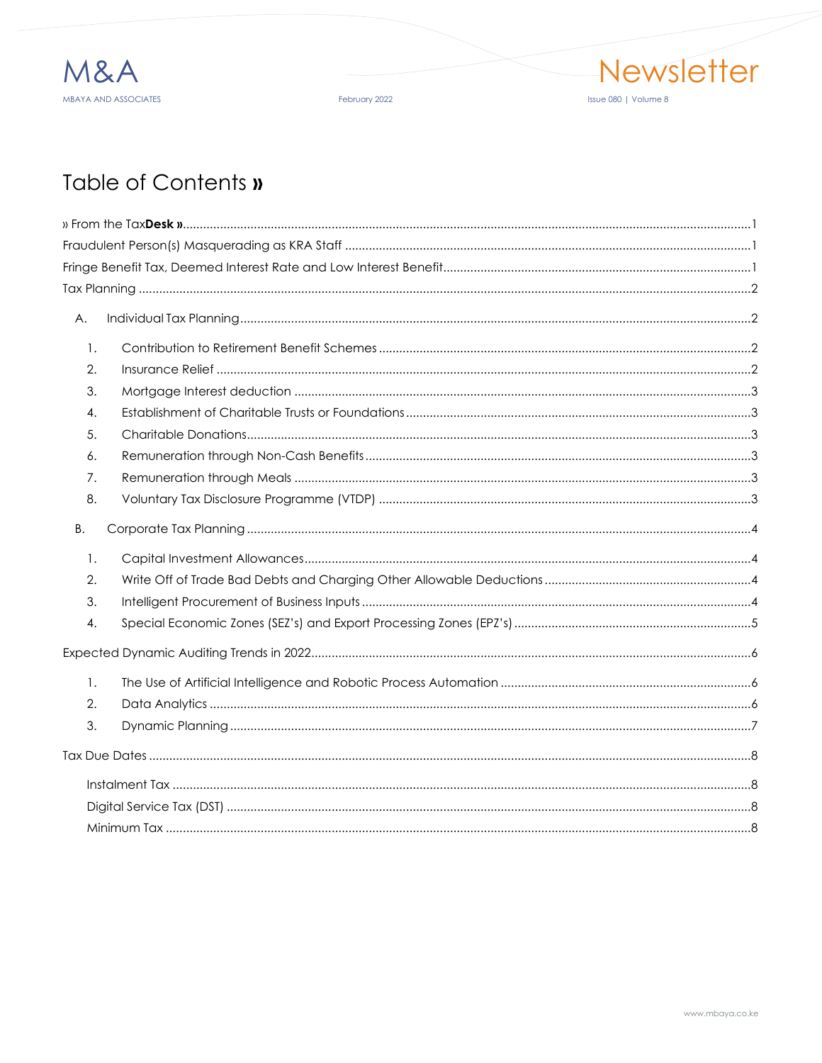# Table of Contents »

» From the Tax**Desk** » .......... 1

Fraudulent Person(s) Masquerading as KRA Staff .......... 1

Fringe Benefit Tax, Deemed Interest Rate and Low Interest Benefit .......... 1

Tax Planning .......... 2

A. Individual Tax Planning .......... 2

1. Contribution to Retirement Benefit Schemes .......... 2
2. Insurance Relief .......... 2
3. Mortgage Interest deduction .......... 3
4. Establishment of Charitable Trusts or Foundations .......... 3
5. Charitable Donations .......... 3
6. Remuneration through Non-Cash Benefits .......... 3
7. Remuneration through Meals .......... 3
8. Voluntary Tax Disclosure Programme (VTDP) .......... 3

B. Corporate Tax Planning .......... 4

1. Capital Investment Allowances .......... 4
2. Write Off of Trade Bad Debts and Charging Other Allowable Deductions .......... 4
3. Intelligent Procurement of Business Inputs .......... 4
4. Special Economic Zones (SEZ's) and Export Processing Zones (EPZ's) .......... 5

Expected Dynamic Auditing Trends in 2022 .......... 6

1. The Use of Artificial Intelligence and Robotic Process Automation .......... 6
2. Data Analytics .......... 6
3. Dynamic Planning .......... 7

Tax Due Dates .......... 8

Instalment Tax .......... 8

Digital Service Tax (DST) .......... 8

Minimum Tax .......... 8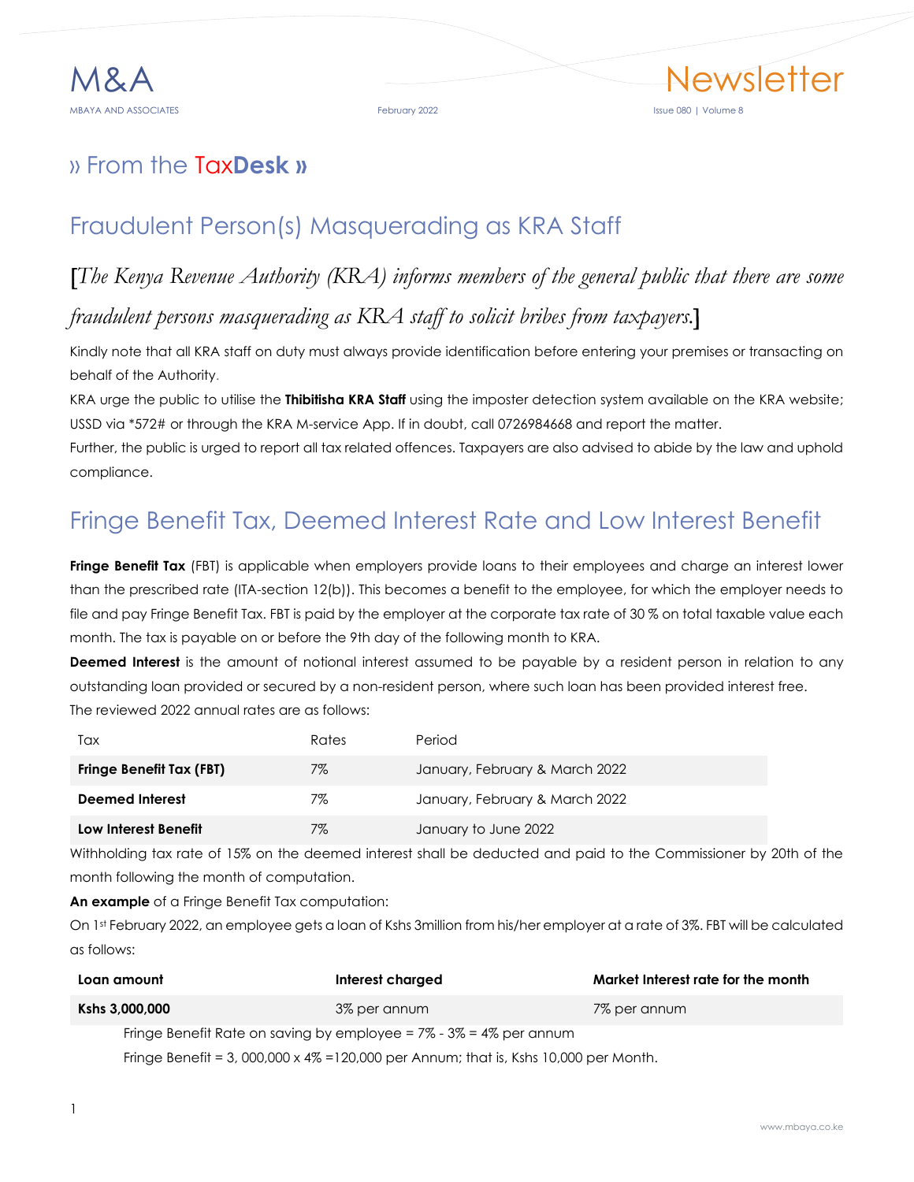# » From the TaxDesk »

## Fraudulent Person(s) Masquerading as KRA Staff

[*The Kenya Revenue Authority (KRA) informs members of the general public that there are some fraudulent persons masquerading as KRA staff to solicit bribes from taxpayers.*]

Kindly note that all KRA staff on duty must always provide identification before entering your premises or transacting on behalf of the Authority.

KRA urge the public to utilise the **Thibitisha KRA Staff** using the imposter detection system available on the KRA website; USSD via *572# or through the KRA M-service App. If in doubt, call 0726984668 and report the matter.

Further, the public is urged to report all tax related offences. Taxpayers are also advised to abide by the law and uphold compliance.

## Fringe Benefit Tax, Deemed Interest Rate and Low Interest Benefit

**Fringe Benefit Tax** (FBT) is applicable when employers provide loans to their employees and charge an interest lower than the prescribed rate (ITA-section 12(b)). This becomes a benefit to the employee, for which the employer needs to file and pay Fringe Benefit Tax. FBT is paid by the employer at the corporate tax rate of 30 % on total taxable value each month. The tax is payable on or before the 9th day of the following month to KRA.

**Deemed Interest** is the amount of notional interest assumed to be payable by a resident person in relation to any outstanding loan provided or secured by a non-resident person, where such loan has been provided interest free.

The reviewed 2022 annual rates are as follows:

| Tax | Rates | Period |
|---|---|---|
| **Fringe Benefit Tax (FBT)** | 7% | January, February & March 2022 |
| **Deemed Interest** | 7% | January, February & March 2022 |
| **Low Interest Benefit** | 7% | January to June 2022 |

Withholding tax rate of 15% on the deemed interest shall be deducted and paid to the Commissioner by 20th of the month following the month of computation.

**An example** of a Fringe Benefit Tax computation:

On 1st February 2022, an employee gets a loan of Kshs 3million from his/her employer at a rate of 3%. FBT will be calculated as follows:

| Loan amount | Interest charged | Market Interest rate for the month |
|---|---|---|
| **Kshs 3,000,000** | 3% per annum | 7% per annum |

Fringe Benefit Rate on saving by employee = 7% - 3% = 4% per annum

Fringe Benefit = 3, 000,000 x 4% =120,000 per Annum; that is, Kshs 10,000 per Month.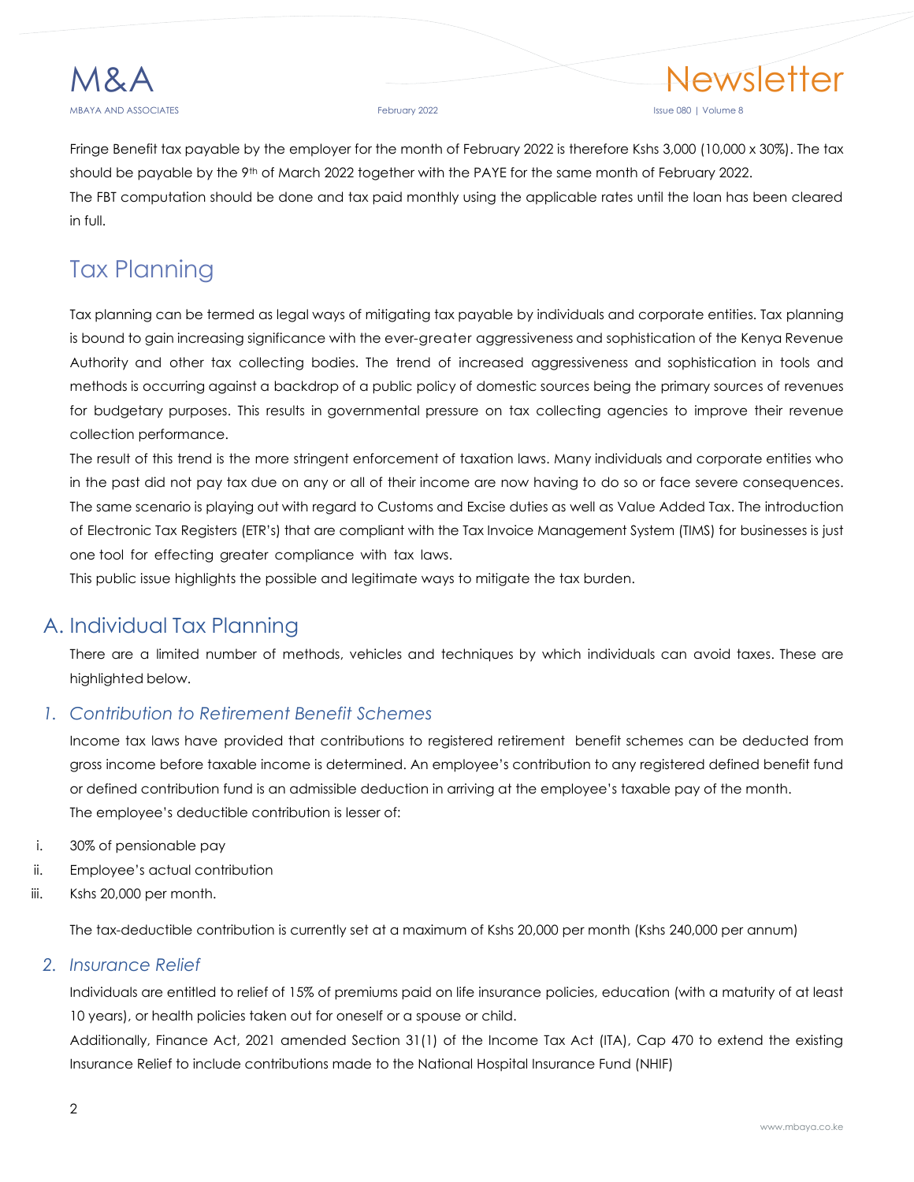Fringe Benefit tax payable by the employer for the month of February 2022 is therefore Kshs 3,000 (10,000 x 30%). The tax should be payable by the 9th of March 2022 together with the PAYE for the same month of February 2022.

The FBT computation should be done and tax paid monthly using the applicable rates until the loan has been cleared in full.

# Tax Planning

Tax planning can be termed as legal ways of mitigating tax payable by individuals and corporate entities. Tax planning is bound to gain increasing significance with the ever-greater aggressiveness and sophistication of the Kenya Revenue Authority and other tax collecting bodies. The trend of increased aggressiveness and sophistication in tools and methods is occurring against a backdrop of a public policy of domestic sources being the primary sources of revenues for budgetary purposes. This results in governmental pressure on tax collecting agencies to improve their revenue collection performance.

The result of this trend is the more stringent enforcement of taxation laws. Many individuals and corporate entities who in the past did not pay tax due on any or all of their income are now having to do so or face severe consequences. The same scenario is playing out with regard to Customs and Excise duties as well as Value Added Tax. The introduction of Electronic Tax Registers (ETR's) that are compliant with the Tax Invoice Management System (TIMS) for businesses is just one tool for effecting greater compliance with tax laws.

This public issue highlights the possible and legitimate ways to mitigate the tax burden.

## A. Individual Tax Planning

There are a limited number of methods, vehicles and techniques by which individuals can avoid taxes. These are highlighted below.

### *1. Contribution to Retirement Benefit Schemes*

Income tax laws have provided that contributions to registered retirement benefit schemes can be deducted from gross income before taxable income is determined. An employee's contribution to any registered defined benefit fund or defined contribution fund is an admissible deduction in arriving at the employee's taxable pay of the month.

The employee's deductible contribution is lesser of:

i. 30% of pensionable pay
ii. Employee's actual contribution
iii. Kshs 20,000 per month.

The tax-deductible contribution is currently set at a maximum of Kshs 20,000 per month (Kshs 240,000 per annum)

### *2. Insurance Relief*

Individuals are entitled to relief of 15% of premiums paid on life insurance policies, education (with a maturity of at least 10 years), or health policies taken out for oneself or a spouse or child.

Additionally, Finance Act, 2021 amended Section 31(1) of the Income Tax Act (ITA), Cap 470 to extend the existing Insurance Relief to include contributions made to the National Hospital Insurance Fund (NHIF)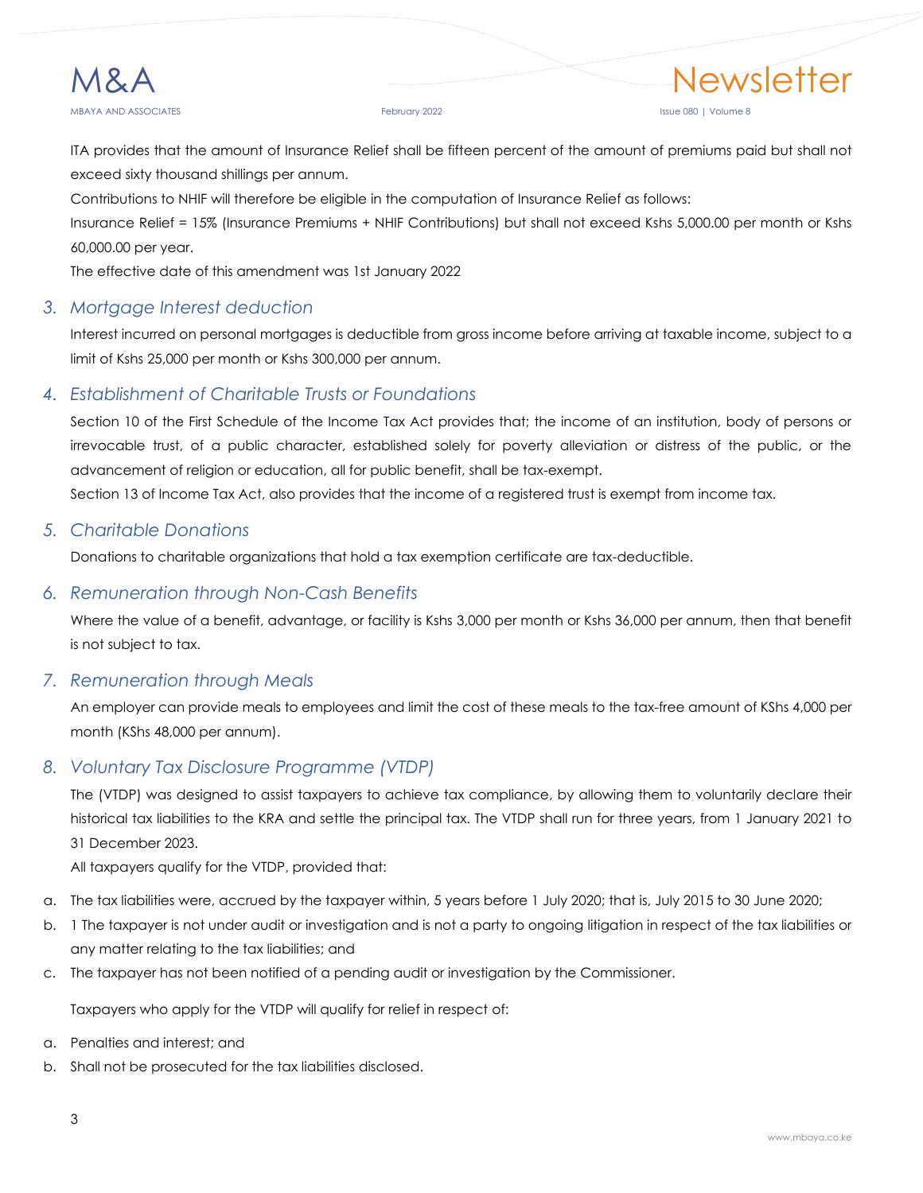ITA provides that the amount of Insurance Relief shall be fifteen percent of the amount of premiums paid but shall not exceed sixty thousand shillings per annum.

Contributions to NHIF will therefore be eligible in the computation of Insurance Relief as follows:

Insurance Relief = 15% (Insurance Premiums + NHIF Contributions) but shall not exceed Kshs 5,000.00 per month or Kshs 60,000.00 per year.

The effective date of this amendment was 1st January 2022

### 3. *Mortgage Interest deduction*

Interest incurred on personal mortgages is deductible from gross income before arriving at taxable income, subject to a limit of Kshs 25,000 per month or Kshs 300,000 per annum.

### 4. *Establishment of Charitable Trusts or Foundations*

Section 10 of the First Schedule of the Income Tax Act provides that; the income of an institution, body of persons or irrevocable trust, of a public character, established solely for poverty alleviation or distress of the public, or the advancement of religion or education, all for public benefit, shall be tax-exempt.

Section 13 of Income Tax Act, also provides that the income of a registered trust is exempt from income tax.

### 5. *Charitable Donations*

Donations to charitable organizations that hold a tax exemption certificate are tax-deductible.

### 6. *Remuneration through Non-Cash Benefits*

Where the value of a benefit, advantage, or facility is Kshs 3,000 per month or Kshs 36,000 per annum, then that benefit is not subject to tax.

### 7. *Remuneration through Meals*

An employer can provide meals to employees and limit the cost of these meals to the tax-free amount of KShs 4,000 per month (KShs 48,000 per annum).

### 8. *Voluntary Tax Disclosure Programme (VTDP)*

The (VTDP) was designed to assist taxpayers to achieve tax compliance, by allowing them to voluntarily declare their historical tax liabilities to the KRA and settle the principal tax. The VTDP shall run for three years, from 1 January 2021 to 31 December 2023.

All taxpayers qualify for the VTDP, provided that:

a. The tax liabilities were, accrued by the taxpayer within, 5 years before 1 July 2020; that is, July 2015 to 30 June 2020;
b. 1 The taxpayer is not under audit or investigation and is not a party to ongoing litigation in respect of the tax liabilities or any matter relating to the tax liabilities; and
c. The taxpayer has not been notified of a pending audit or investigation by the Commissioner.

Taxpayers who apply for the VTDP will qualify for relief in respect of:

a. Penalties and interest; and
b. Shall not be prosecuted for the tax liabilities disclosed.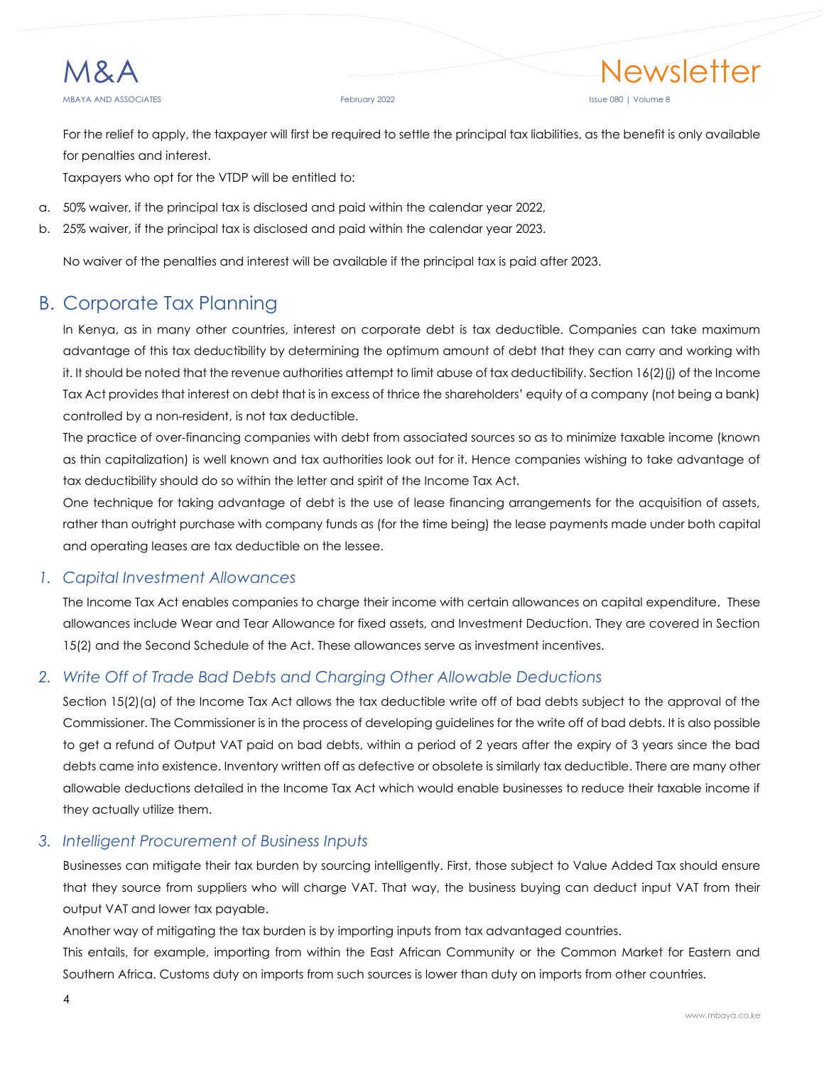For the relief to apply, the taxpayer will first be required to settle the principal tax liabilities, as the benefit is only available for penalties and interest.

Taxpayers who opt for the VTDP will be entitled to:

a. 50% waiver, if the principal tax is disclosed and paid within the calendar year 2022,
b. 25% waiver, if the principal tax is disclosed and paid within the calendar year 2023.

No waiver of the penalties and interest will be available if the principal tax is paid after 2023.

## B. Corporate Tax Planning

In Kenya, as in many other countries, interest on corporate debt is tax deductible. Companies can take maximum advantage of this tax deductibility by determining the optimum amount of debt that they can carry and working with it. It should be noted that the revenue authorities attempt to limit abuse of tax deductibility. Section 16(2)(j) of the Income Tax Act provides that interest on debt that is in excess of thrice the shareholders' equity of a company (not being a bank) controlled by a non-resident, is not tax deductible.

The practice of over-financing companies with debt from associated sources so as to minimize taxable income (known as thin capitalization) is well known and tax authorities look out for it. Hence companies wishing to take advantage of tax deductibility should do so within the letter and spirit of the Income Tax Act.

One technique for taking advantage of debt is the use of lease financing arrangements for the acquisition of assets, rather than outright purchase with company funds as (for the time being) the lease payments made under both capital and operating leases are tax deductible on the lessee.

### *1. Capital Investment Allowances*

The Income Tax Act enables companies to charge their income with certain allowances on capital expenditure. These allowances include Wear and Tear Allowance for fixed assets, and Investment Deduction. They are covered in Section 15(2) and the Second Schedule of the Act. These allowances serve as investment incentives.

### *2. Write Off of Trade Bad Debts and Charging Other Allowable Deductions*

Section 15(2)(a) of the Income Tax Act allows the tax deductible write off of bad debts subject to the approval of the Commissioner. The Commissioner is in the process of developing guidelines for the write off of bad debts. It is also possible to get a refund of Output VAT paid on bad debts, within a period of 2 years after the expiry of 3 years since the bad debts came into existence. Inventory written off as defective or obsolete is similarly tax deductible. There are many other allowable deductions detailed in the Income Tax Act which would enable businesses to reduce their taxable income if they actually utilize them.

### *3. Intelligent Procurement of Business Inputs*

Businesses can mitigate their tax burden by sourcing intelligently. First, those subject to Value Added Tax should ensure that they source from suppliers who will charge VAT. That way, the business buying can deduct input VAT from their output VAT and lower tax payable.

Another way of mitigating the tax burden is by importing inputs from tax advantaged countries.

This entails, for example, importing from within the East African Community or the Common Market for Eastern and Southern Africa. Customs duty on imports from such sources is lower than duty on imports from other countries.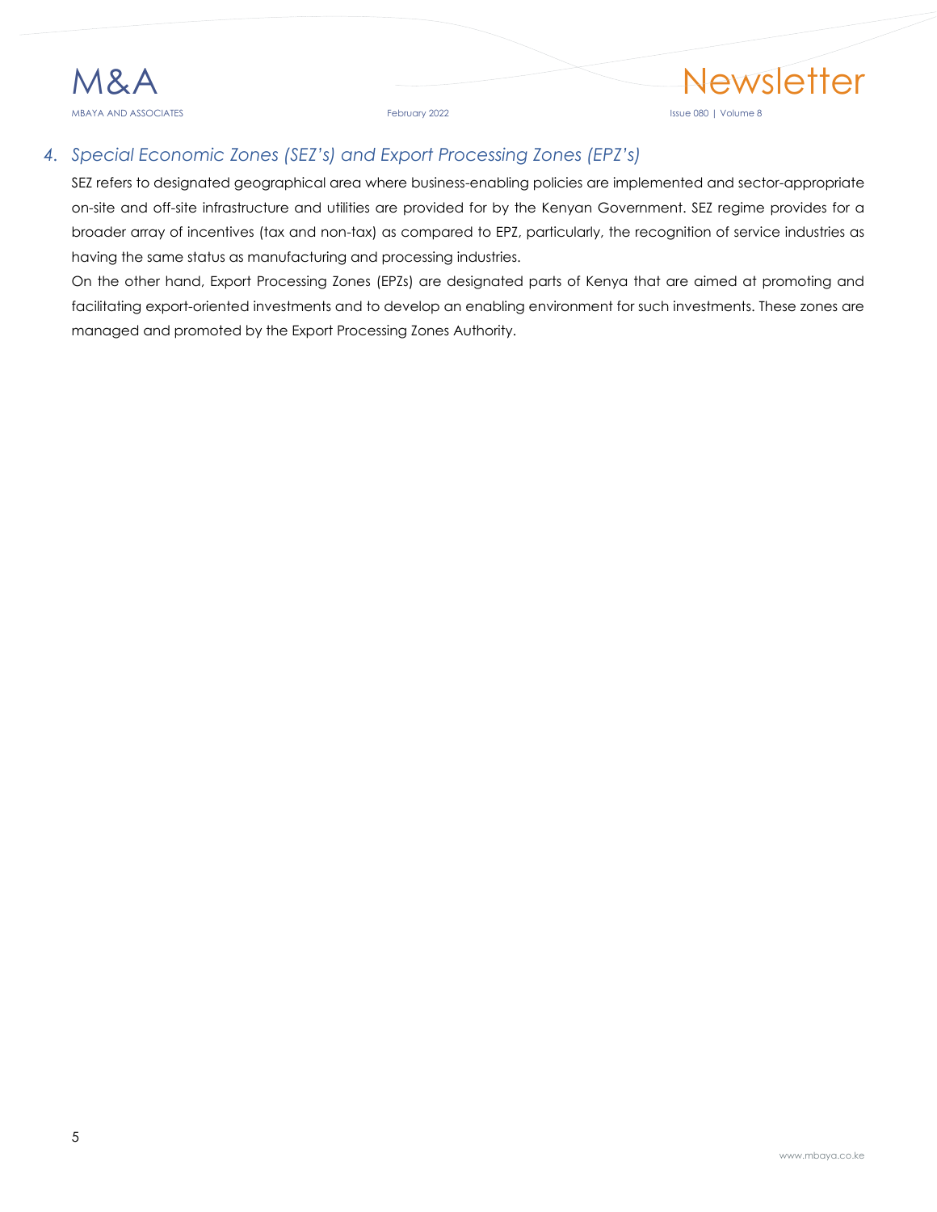### *4. Special Economic Zones (SEZ's) and Export Processing Zones (EPZ's)*

SEZ refers to designated geographical area where business-enabling policies are implemented and sector-appropriate on-site and off-site infrastructure and utilities are provided for by the Kenyan Government. SEZ regime provides for a broader array of incentives (tax and non-tax) as compared to EPZ, particularly, the recognition of service industries as having the same status as manufacturing and processing industries.

On the other hand, Export Processing Zones (EPZs) are designated parts of Kenya that are aimed at promoting and facilitating export-oriented investments and to develop an enabling environment for such investments. These zones are managed and promoted by the Export Processing Zones Authority.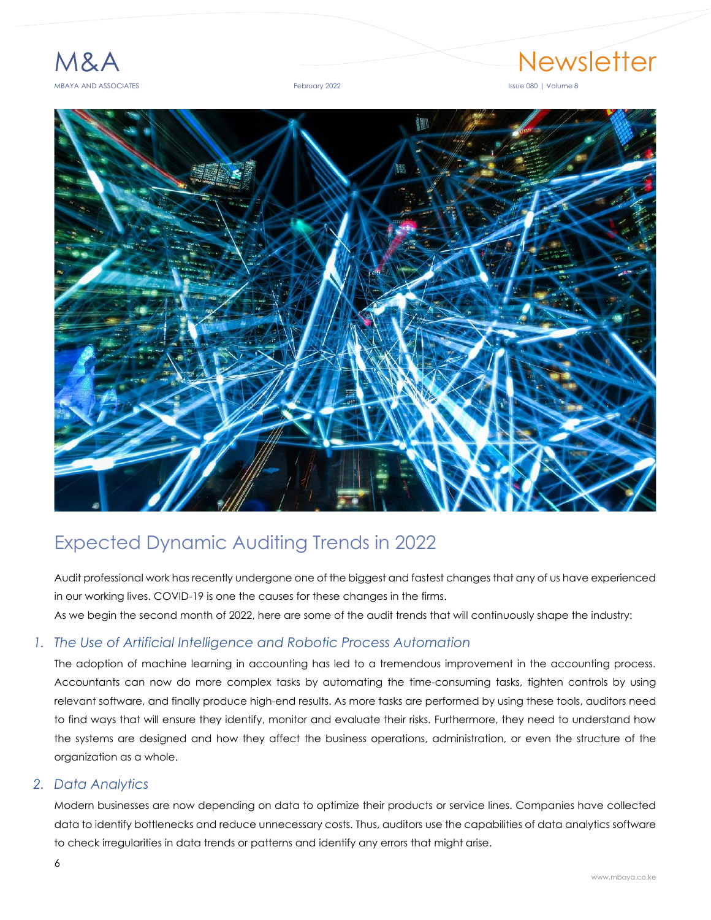# Expected Dynamic Auditing Trends in 2022

Audit professional work has recently undergone one of the biggest and fastest changes that any of us have experienced in our working lives. COVID-19 is one the causes for these changes in the firms.

As we begin the second month of 2022, here are some of the audit trends that will continuously shape the industry:

## 1. *The Use of Artificial Intelligence and Robotic Process Automation*

The adoption of machine learning in accounting has led to a tremendous improvement in the accounting process. Accountants can now do more complex tasks by automating the time-consuming tasks, tighten controls by using relevant software, and finally produce high-end results. As more tasks are performed by using these tools, auditors need to find ways that will ensure they identify, monitor and evaluate their risks. Furthermore, they need to understand how the systems are designed and how they affect the business operations, administration, or even the structure of the organization as a whole.

## 2. *Data Analytics*

Modern businesses are now depending on data to optimize their products or service lines. Companies have collected data to identify bottlenecks and reduce unnecessary costs. Thus, auditors use the capabilities of data analytics software to check irregularities in data trends or patterns and identify any errors that might arise.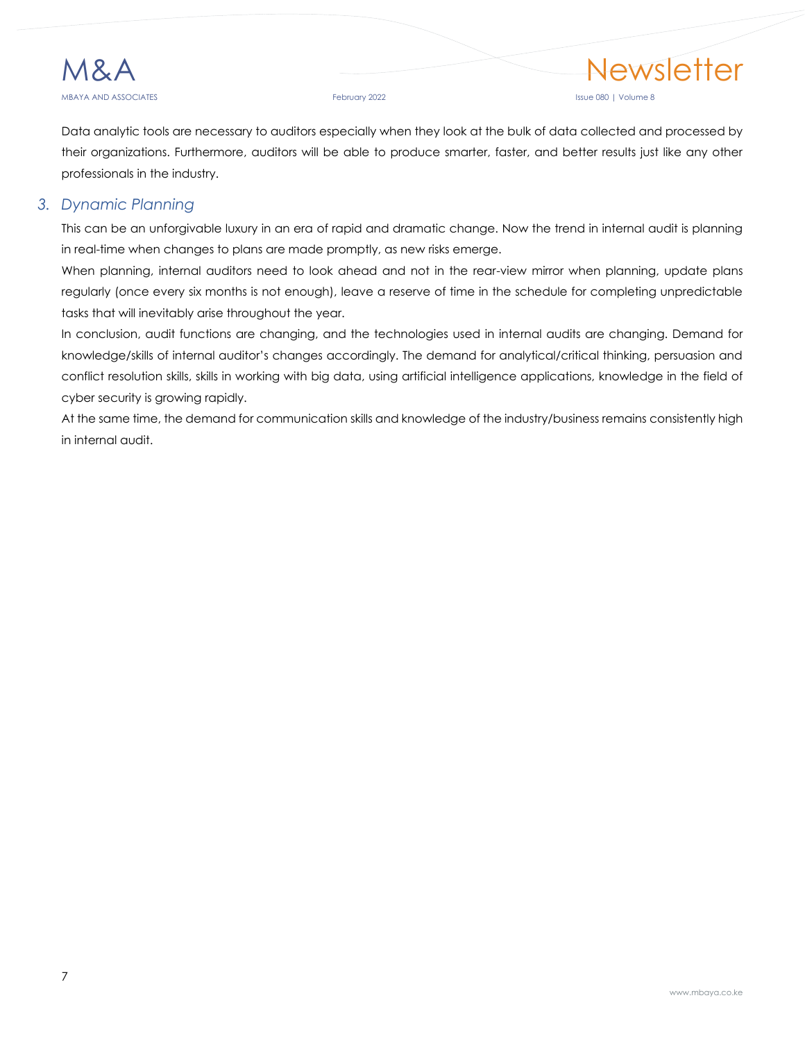Data analytic tools are necessary to auditors especially when they look at the bulk of data collected and processed by their organizations. Furthermore, auditors will be able to produce smarter, faster, and better results just like any other professionals in the industry.

### 3. *Dynamic Planning*

This can be an unforgivable luxury in an era of rapid and dramatic change. Now the trend in internal audit is planning in real-time when changes to plans are made promptly, as new risks emerge.

When planning, internal auditors need to look ahead and not in the rear-view mirror when planning, update plans regularly (once every six months is not enough), leave a reserve of time in the schedule for completing unpredictable tasks that will inevitably arise throughout the year.

In conclusion, audit functions are changing, and the technologies used in internal audits are changing. Demand for knowledge/skills of internal auditor's changes accordingly. The demand for analytical/critical thinking, persuasion and conflict resolution skills, skills in working with big data, using artificial intelligence applications, knowledge in the field of cyber security is growing rapidly.

At the same time, the demand for communication skills and knowledge of the industry/business remains consistently high in internal audit.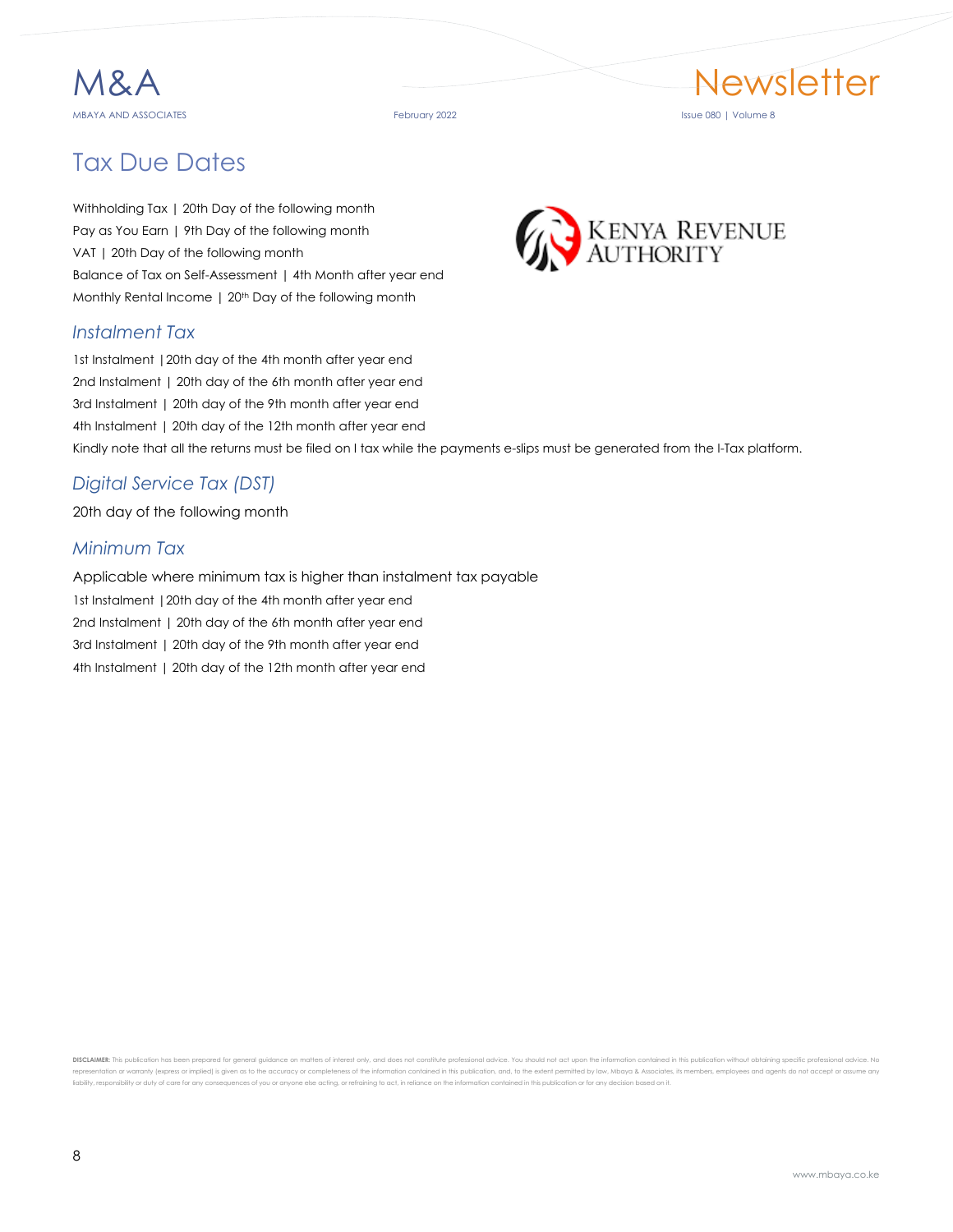# Tax Due Dates

Withholding Tax | 20th Day of the following month
Pay as You Earn | 9th Day of the following month
VAT | 20th Day of the following month
Balance of Tax on Self-Assessment | 4th Month after year end
Monthly Rental Income | 20th Day of the following month

## *Instalment Tax*

1st Instalment |20th day of the 4th month after year end
2nd Instalment | 20th day of the 6th month after year end
3rd Instalment | 20th day of the 9th month after year end
4th Instalment | 20th day of the 12th month after year end
Kindly note that all the returns must be filed on I tax while the payments e-slips must be generated from the I-Tax platform.

## *Digital Service Tax (DST)*

20th day of the following month

## *Minimum Tax*

Applicable where minimum tax is higher than instalment tax payable
1st Instalment |20th day of the 4th month after year end
2nd Instalment | 20th day of the 6th month after year end
3rd Instalment | 20th day of the 9th month after year end
4th Instalment | 20th day of the 12th month after year end

**DISCLAIMER:** This publication has been prepared for general guidance on matters of interest only, and does not constitute professional advice. You should not act upon the information contained in this publication without obtaining specific professional advice. No representation or warranty (express or implied) is given as to the accuracy or completeness of the information contained in this publication, and, to the extent permitted by law, Mbaya & Associates, its members, employees and agents do not accept or assume any liability, responsibility or duty of care for any consequences of you or anyone else acting, or refraining to act, in reliance on the information contained in this publication or for any decision based on it.